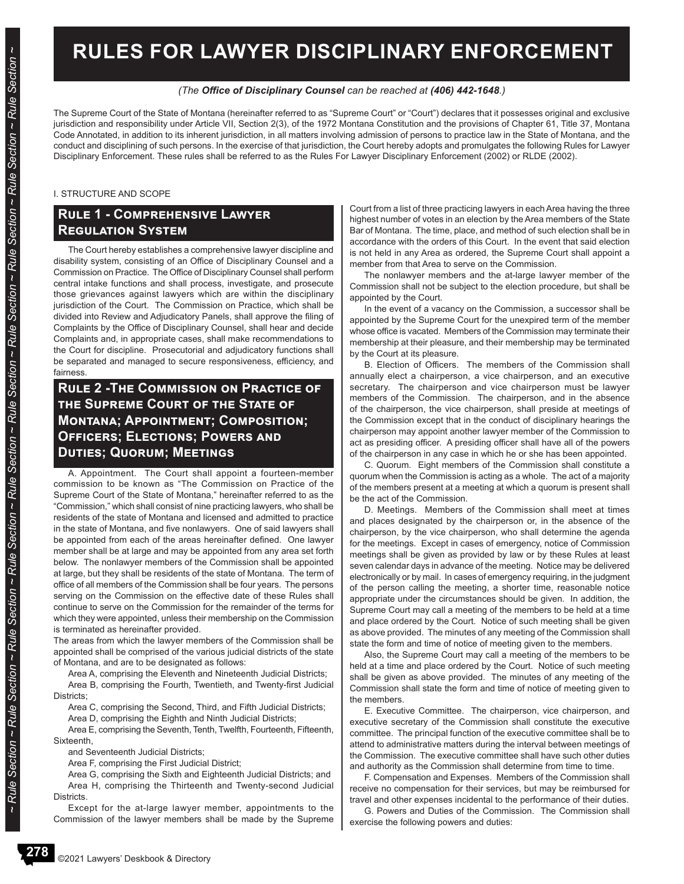# RULES FOR LAWYER DISCIPLINARY ENFORCEMENT

*(The **Office of Disciplinary Counsel** can be reached at **(406) 442-1648**.)*

The Supreme Court of the State of Montana (hereinafter referred to as "Supreme Court" or "Court") declares that it possesses original and exclusive jurisdiction and responsibility under Article VII, Section 2(3), of the 1972 Montana Constitution and the provisions of Chapter 61, Title 37, Montana Code Annotated, in addition to its inherent jurisdiction, in all matters involving admission of persons to practice law in the State of Montana, and the conduct and disciplining of such persons. In the exercise of that jurisdiction, the Court hereby adopts and promulgates the following Rules for Lawyer Disciplinary Enforcement. These rules shall be referred to as the Rules For Lawyer Disciplinary Enforcement (2002) or RLDE (2002).

I. STRUCTURE AND SCOPE

## Rule 1 - Comprehensive Lawyer Regulation System

The Court hereby establishes a comprehensive lawyer discipline and disability system, consisting of an Office of Disciplinary Counsel and a Commission on Practice. The Office of Disciplinary Counsel shall perform central intake functions and shall process, investigate, and prosecute those grievances against lawyers which are within the disciplinary jurisdiction of the Court. The Commission on Practice, which shall be divided into Review and Adjudicatory Panels, shall approve the filing of Complaints by the Office of Disciplinary Counsel, shall hear and decide Complaints and, in appropriate cases, shall make recommendations to the Court for discipline. Prosecutorial and adjudicatory functions shall be separated and managed to secure responsiveness, efficiency, and fairness.

## Rule 2 -The Commission on Practice of the Supreme Court of the State of Montana; Appointment; Composition; Officers; Elections; Powers and Duties; Quorum; Meetings

A. Appointment. The Court shall appoint a fourteen-member commission to be known as "The Commission on Practice of the Supreme Court of the State of Montana," hereinafter referred to as the "Commission," which shall consist of nine practicing lawyers, who shall be residents of the state of Montana and licensed and admitted to practice in the state of Montana, and five nonlawyers. One of said lawyers shall be appointed from each of the areas hereinafter defined. One lawyer member shall be at large and may be appointed from any area set forth below. The nonlawyer members of the Commission shall be appointed at large, but they shall be residents of the state of Montana. The term of office of all members of the Commission shall be four years. The persons serving on the Commission on the effective date of these Rules shall continue to serve on the Commission for the remainder of the terms for which they were appointed, unless their membership on the Commission is terminated as hereinafter provided.

The areas from which the lawyer members of the Commission shall be appointed shall be comprised of the various judicial districts of the state of Montana, and are to be designated as follows:

Area A, comprising the Eleventh and Nineteenth Judicial Districts;

Area B, comprising the Fourth, Twentieth, and Twenty-first Judicial Districts;

Area C, comprising the Second, Third, and Fifth Judicial Districts;

Area D, comprising the Eighth and Ninth Judicial Districts;

Area E, comprising the Seventh, Tenth, Twelfth, Fourteenth, Fifteenth, Sixteenth,

and Seventeenth Judicial Districts;

Area F, comprising the First Judicial District;

Area G, comprising the Sixth and Eighteenth Judicial Districts; and

Area H, comprising the Thirteenth and Twenty-second Judicial Districts.

Except for the at-large lawyer member, appointments to the Commission of the lawyer members shall be made by the Supreme Court from a list of three practicing lawyers in each Area having the three highest number of votes in an election by the Area members of the State Bar of Montana. The time, place, and method of such election shall be in accordance with the orders of this Court. In the event that said election is not held in any Area as ordered, the Supreme Court shall appoint a member from that Area to serve on the Commission.

The nonlawyer members and the at-large lawyer member of the Commission shall not be subject to the election procedure, but shall be appointed by the Court.

In the event of a vacancy on the Commission, a successor shall be appointed by the Supreme Court for the unexpired term of the member whose office is vacated. Members of the Commission may terminate their membership at their pleasure, and their membership may be terminated by the Court at its pleasure.

B. Election of Officers. The members of the Commission shall annually elect a chairperson, a vice chairperson, and an executive secretary. The chairperson and vice chairperson must be lawyer members of the Commission. The chairperson, and in the absence of the chairperson, the vice chairperson, shall preside at meetings of the Commission except that in the conduct of disciplinary hearings the chairperson may appoint another lawyer member of the Commission to act as presiding officer. A presiding officer shall have all of the powers of the chairperson in any case in which he or she has been appointed.

C. Quorum. Eight members of the Commission shall constitute a quorum when the Commission is acting as a whole. The act of a majority of the members present at a meeting at which a quorum is present shall be the act of the Commission.

D. Meetings. Members of the Commission shall meet at times and places designated by the chairperson or, in the absence of the chairperson, by the vice chairperson, who shall determine the agenda for the meetings. Except in cases of emergency, notice of Commission meetings shall be given as provided by law or by these Rules at least seven calendar days in advance of the meeting. Notice may be delivered electronically or by mail. In cases of emergency requiring, in the judgment of the person calling the meeting, a shorter time, reasonable notice appropriate under the circumstances should be given. In addition, the Supreme Court may call a meeting of the members to be held at a time and place ordered by the Court. Notice of such meeting shall be given as above provided. The minutes of any meeting of the Commission shall state the form and time of notice of meeting given to the members.

Also, the Supreme Court may call a meeting of the members to be held at a time and place ordered by the Court. Notice of such meeting shall be given as above provided. The minutes of any meeting of the Commission shall state the form and time of notice of meeting given to the members.

E. Executive Committee. The chairperson, vice chairperson, and executive secretary of the Commission shall constitute the executive committee. The principal function of the executive committee shall be to attend to administrative matters during the interval between meetings of the Commission. The executive committee shall have such other duties and authority as the Commission shall determine from time to time.

F. Compensation and Expenses. Members of the Commission shall receive no compensation for their services, but may be reimbursed for travel and other expenses incidental to the performance of their duties.

G. Powers and Duties of the Commission. The Commission shall exercise the following powers and duties: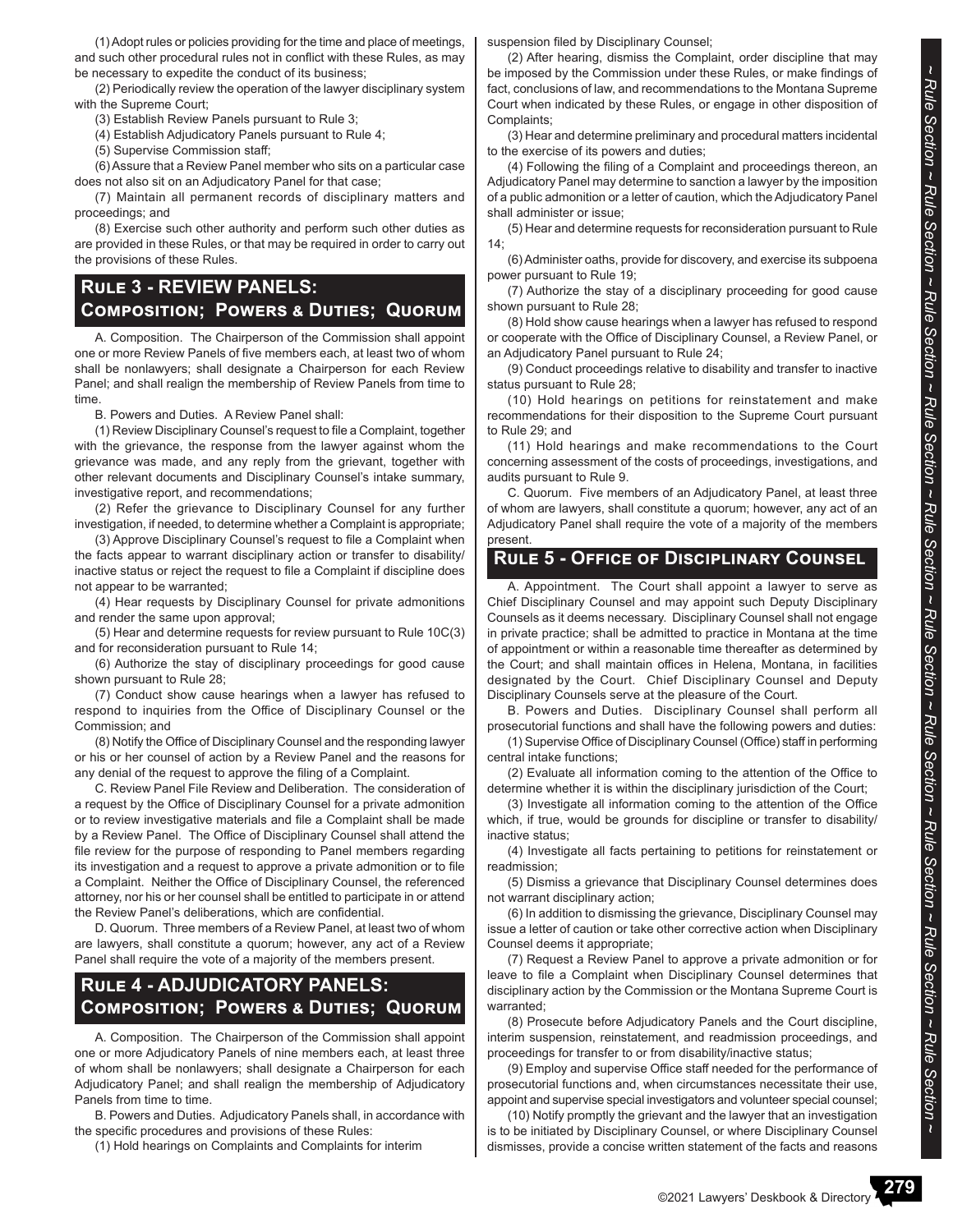(1) Adopt rules or policies providing for the time and place of meetings, and such other procedural rules not in conflict with these Rules, as may be necessary to expedite the conduct of its business;

(2) Periodically review the operation of the lawyer disciplinary system with the Supreme Court;

(3) Establish Review Panels pursuant to Rule 3;

(4) Establish Adjudicatory Panels pursuant to Rule 4;

(5) Supervise Commission staff;

(6) Assure that a Review Panel member who sits on a particular case does not also sit on an Adjudicatory Panel for that case;

(7) Maintain all permanent records of disciplinary matters and proceedings; and

(8) Exercise such other authority and perform such other duties as are provided in these Rules, or that may be required in order to carry out the provisions of these Rules.

## Rule 3 - REVIEW PANELS: Composition; Powers & Duties; Quorum

A. Composition. The Chairperson of the Commission shall appoint one or more Review Panels of five members each, at least two of whom shall be nonlawyers; shall designate a Chairperson for each Review Panel; and shall realign the membership of Review Panels from time to time.

B. Powers and Duties. A Review Panel shall:

(1) Review Disciplinary Counsel's request to file a Complaint, together with the grievance, the response from the lawyer against whom the grievance was made, and any reply from the grievant, together with other relevant documents and Disciplinary Counsel's intake summary, investigative report, and recommendations;

(2) Refer the grievance to Disciplinary Counsel for any further investigation, if needed, to determine whether a Complaint is appropriate;

(3) Approve Disciplinary Counsel's request to file a Complaint when the facts appear to warrant disciplinary action or transfer to disability/inactive status or reject the request to file a Complaint if discipline does not appear to be warranted;

(4) Hear requests by Disciplinary Counsel for private admonitions and render the same upon approval;

(5) Hear and determine requests for review pursuant to Rule 10C(3) and for reconsideration pursuant to Rule 14;

(6) Authorize the stay of disciplinary proceedings for good cause shown pursuant to Rule 28;

(7) Conduct show cause hearings when a lawyer has refused to respond to inquiries from the Office of Disciplinary Counsel or the Commission; and

(8) Notify the Office of Disciplinary Counsel and the responding lawyer or his or her counsel of action by a Review Panel and the reasons for any denial of the request to approve the filing of a Complaint.

C. Review Panel File Review and Deliberation. The consideration of a request by the Office of Disciplinary Counsel for a private admonition or to review investigative materials and file a Complaint shall be made by a Review Panel. The Office of Disciplinary Counsel shall attend the file review for the purpose of responding to Panel members regarding its investigation and a request to approve a private admonition or to file a Complaint. Neither the Office of Disciplinary Counsel, the referenced attorney, nor his or her counsel shall be entitled to participate in or attend the Review Panel's deliberations, which are confidential.

D. Quorum. Three members of a Review Panel, at least two of whom are lawyers, shall constitute a quorum; however, any act of a Review Panel shall require the vote of a majority of the members present.

## Rule 4 - ADJUDICATORY PANELS: Composition; Powers & Duties; Quorum

A. Composition. The Chairperson of the Commission shall appoint one or more Adjudicatory Panels of nine members each, at least three of whom shall be nonlawyers; shall designate a Chairperson for each Adjudicatory Panel; and shall realign the membership of Adjudicatory Panels from time to time.

B. Powers and Duties. Adjudicatory Panels shall, in accordance with the specific procedures and provisions of these Rules:

(1) Hold hearings on Complaints and Complaints for interim suspension filed by Disciplinary Counsel;

(2) After hearing, dismiss the Complaint, order discipline that may be imposed by the Commission under these Rules, or make findings of fact, conclusions of law, and recommendations to the Montana Supreme Court when indicated by these Rules, or engage in other disposition of Complaints;

(3) Hear and determine preliminary and procedural matters incidental to the exercise of its powers and duties;

(4) Following the filing of a Complaint and proceedings thereon, an Adjudicatory Panel may determine to sanction a lawyer by the imposition of a public admonition or a letter of caution, which the Adjudicatory Panel shall administer or issue;

(5) Hear and determine requests for reconsideration pursuant to Rule 14;

(6) Administer oaths, provide for discovery, and exercise its subpoena power pursuant to Rule 19;

(7) Authorize the stay of a disciplinary proceeding for good cause shown pursuant to Rule 28;

(8) Hold show cause hearings when a lawyer has refused to respond or cooperate with the Office of Disciplinary Counsel, a Review Panel, or an Adjudicatory Panel pursuant to Rule 24;

(9) Conduct proceedings relative to disability and transfer to inactive status pursuant to Rule 28;

(10) Hold hearings on petitions for reinstatement and make recommendations for their disposition to the Supreme Court pursuant to Rule 29; and

(11) Hold hearings and make recommendations to the Court concerning assessment of the costs of proceedings, investigations, and audits pursuant to Rule 9.

C. Quorum. Five members of an Adjudicatory Panel, at least three of whom are lawyers, shall constitute a quorum; however, any act of an Adjudicatory Panel shall require the vote of a majority of the members present.

## Rule 5 - Office of Disciplinary Counsel

A. Appointment. The Court shall appoint a lawyer to serve as Chief Disciplinary Counsel and may appoint such Deputy Disciplinary Counsels as it deems necessary. Disciplinary Counsel shall not engage in private practice; shall be admitted to practice in Montana at the time of appointment or within a reasonable time thereafter as determined by the Court; and shall maintain offices in Helena, Montana, in facilities designated by the Court. Chief Disciplinary Counsel and Deputy Disciplinary Counsels serve at the pleasure of the Court.

B. Powers and Duties. Disciplinary Counsel shall perform all prosecutorial functions and shall have the following powers and duties:

(1) Supervise Office of Disciplinary Counsel (Office) staff in performing central intake functions;

(2) Evaluate all information coming to the attention of the Office to determine whether it is within the disciplinary jurisdiction of the Court;

(3) Investigate all information coming to the attention of the Office which, if true, would be grounds for discipline or transfer to disability/inactive status;

(4) Investigate all facts pertaining to petitions for reinstatement or readmission;

(5) Dismiss a grievance that Disciplinary Counsel determines does not warrant disciplinary action;

(6) In addition to dismissing the grievance, Disciplinary Counsel may issue a letter of caution or take other corrective action when Disciplinary Counsel deems it appropriate;

(7) Request a Review Panel to approve a private admonition or for leave to file a Complaint when Disciplinary Counsel determines that disciplinary action by the Commission or the Montana Supreme Court is warranted;

(8) Prosecute before Adjudicatory Panels and the Court discipline, interim suspension, reinstatement, and readmission proceedings, and proceedings for transfer to or from disability/inactive status;

(9) Employ and supervise Office staff needed for the performance of prosecutorial functions and, when circumstances necessitate their use, appoint and supervise special investigators and volunteer special counsel;

(10) Notify promptly the grievant and the lawyer that an investigation is to be initiated by Disciplinary Counsel, or where Disciplinary Counsel dismisses, provide a concise written statement of the facts and reasons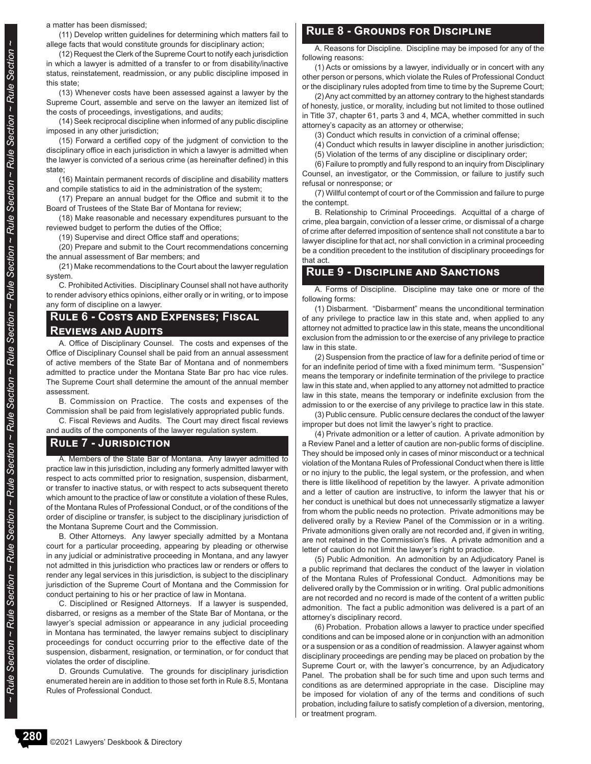a matter has been dismissed;

(11) Develop written guidelines for determining which matters fail to allege facts that would constitute grounds for disciplinary action;

(12) Request the Clerk of the Supreme Court to notify each jurisdiction in which a lawyer is admitted of a transfer to or from disability/inactive status, reinstatement, readmission, or any public discipline imposed in this state;

(13) Whenever costs have been assessed against a lawyer by the Supreme Court, assemble and serve on the lawyer an itemized list of the costs of proceedings, investigations, and audits;

(14) Seek reciprocal discipline when informed of any public discipline imposed in any other jurisdiction;

(15) Forward a certified copy of the judgment of conviction to the disciplinary office in each jurisdiction in which a lawyer is admitted when the lawyer is convicted of a serious crime (as hereinafter defined) in this state;

(16) Maintain permanent records of discipline and disability matters and compile statistics to aid in the administration of the system;

(17) Prepare an annual budget for the Office and submit it to the Board of Trustees of the State Bar of Montana for review;

(18) Make reasonable and necessary expenditures pursuant to the reviewed budget to perform the duties of the Office;

(19) Supervise and direct Office staff and operations;

(20) Prepare and submit to the Court recommendations concerning the annual assessment of Bar members; and

(21) Make recommendations to the Court about the lawyer regulation system.

C. Prohibited Activities. Disciplinary Counsel shall not have authority to render advisory ethics opinions, either orally or in writing, or to impose any form of discipline on a lawyer.

## Rule 6 - Costs and Expenses; Fiscal Reviews and Audits

A. Office of Disciplinary Counsel. The costs and expenses of the Office of Disciplinary Counsel shall be paid from an annual assessment of active members of the State Bar of Montana and of nonmembers admitted to practice under the Montana State Bar pro hac vice rules. The Supreme Court shall determine the amount of the annual member assessment.

B. Commission on Practice. The costs and expenses of the Commission shall be paid from legislatively appropriated public funds.

C. Fiscal Reviews and Audits. The Court may direct fiscal reviews and audits of the components of the lawyer regulation system.

## Rule 7 - Jurisdiction

A. Members of the State Bar of Montana. Any lawyer admitted to practice law in this jurisdiction, including any formerly admitted lawyer with respect to acts committed prior to resignation, suspension, disbarment, or transfer to inactive status, or with respect to acts subsequent thereto which amount to the practice of law or constitute a violation of these Rules, of the Montana Rules of Professional Conduct, or of the conditions of the order of discipline or transfer, is subject to the disciplinary jurisdiction of the Montana Supreme Court and the Commission.

B. Other Attorneys. Any lawyer specially admitted by a Montana court for a particular proceeding, appearing by pleading or otherwise in any judicial or administrative proceeding in Montana, and any lawyer not admitted in this jurisdiction who practices law or renders or offers to render any legal services in this jurisdiction, is subject to the disciplinary jurisdiction of the Supreme Court of Montana and the Commission for conduct pertaining to his or her practice of law in Montana.

C. Disciplined or Resigned Attorneys. If a lawyer is suspended, disbarred, or resigns as a member of the State Bar of Montana, or the lawyer's special admission or appearance in any judicial proceeding in Montana has terminated, the lawyer remains subject to disciplinary proceedings for conduct occurring prior to the effective date of the suspension, disbarment, resignation, or termination, or for conduct that violates the order of discipline.

D. Grounds Cumulative. The grounds for disciplinary jurisdiction enumerated herein are in addition to those set forth in Rule 8.5, Montana Rules of Professional Conduct.

## Rule 8 - Grounds for Discipline

A. Reasons for Discipline. Discipline may be imposed for any of the following reasons:

(1) Acts or omissions by a lawyer, individually or in concert with any other person or persons, which violate the Rules of Professional Conduct or the disciplinary rules adopted from time to time by the Supreme Court;

(2) Any act committed by an attorney contrary to the highest standards of honesty, justice, or morality, including but not limited to those outlined in Title 37, chapter 61, parts 3 and 4, MCA, whether committed in such attorney's capacity as an attorney or otherwise;

(3) Conduct which results in conviction of a criminal offense;

(4) Conduct which results in lawyer discipline in another jurisdiction;

(5) Violation of the terms of any discipline or disciplinary order;

(6) Failure to promptly and fully respond to an inquiry from Disciplinary Counsel, an investigator, or the Commission, or failure to justify such refusal or nonresponse; or

(7) Willful contempt of court or of the Commission and failure to purge the contempt.

B. Relationship to Criminal Proceedings. Acquittal of a charge of crime, plea bargain, conviction of a lesser crime, or dismissal of a charge of crime after deferred imposition of sentence shall not constitute a bar to lawyer discipline for that act, nor shall conviction in a criminal proceeding be a condition precedent to the institution of disciplinary proceedings for that act.

## Rule 9 - Discipline and Sanctions

A. Forms of Discipline. Discipline may take one or more of the following forms:

(1) Disbarment. "Disbarment" means the unconditional termination of any privilege to practice law in this state and, when applied to any attorney not admitted to practice law in this state, means the unconditional exclusion from the admission to or the exercise of any privilege to practice law in this state.

(2) Suspension from the practice of law for a definite period of time or for an indefinite period of time with a fixed minimum term. "Suspension" means the temporary or indefinite termination of the privilege to practice law in this state and, when applied to any attorney not admitted to practice law in this state, means the temporary or indefinite exclusion from the admission to or the exercise of any privilege to practice law in this state.

(3) Public censure. Public censure declares the conduct of the lawyer improper but does not limit the lawyer's right to practice.

(4) Private admonition or a letter of caution. A private admonition by a Review Panel and a letter of caution are non-public forms of discipline. They should be imposed only in cases of minor misconduct or a technical violation of the Montana Rules of Professional Conduct when there is little or no injury to the public, the legal system, or the profession, and when there is little likelihood of repetition by the lawyer. A private admonition and a letter of caution are instructive, to inform the lawyer that his or her conduct is unethical but does not unnecessarily stigmatize a lawyer from whom the public needs no protection. Private admonitions may be delivered orally by a Review Panel of the Commission or in a writing. Private admonitions given orally are not recorded and, if given in writing, are not retained in the Commission's files. A private admonition and a letter of caution do not limit the lawyer's right to practice.

(5) Public Admonition. An admonition by an Adjudicatory Panel is a public reprimand that declares the conduct of the lawyer in violation of the Montana Rules of Professional Conduct. Admonitions may be delivered orally by the Commission or in writing. Oral public admonitions are not recorded and no record is made of the content of a written public admonition. The fact a public admonition was delivered is a part of an attorney's disciplinary record.

(6) Probation. Probation allows a lawyer to practice under specified conditions and can be imposed alone or in conjunction with an admonition or a suspension or as a condition of readmission. A lawyer against whom disciplinary proceedings are pending may be placed on probation by the Supreme Court or, with the lawyer's concurrence, by an Adjudicatory Panel. The probation shall be for such time and upon such terms and conditions as are determined appropriate in the case. Discipline may be imposed for violation of any of the terms and conditions of such probation, including failure to satisfy completion of a diversion, mentoring, or treatment program.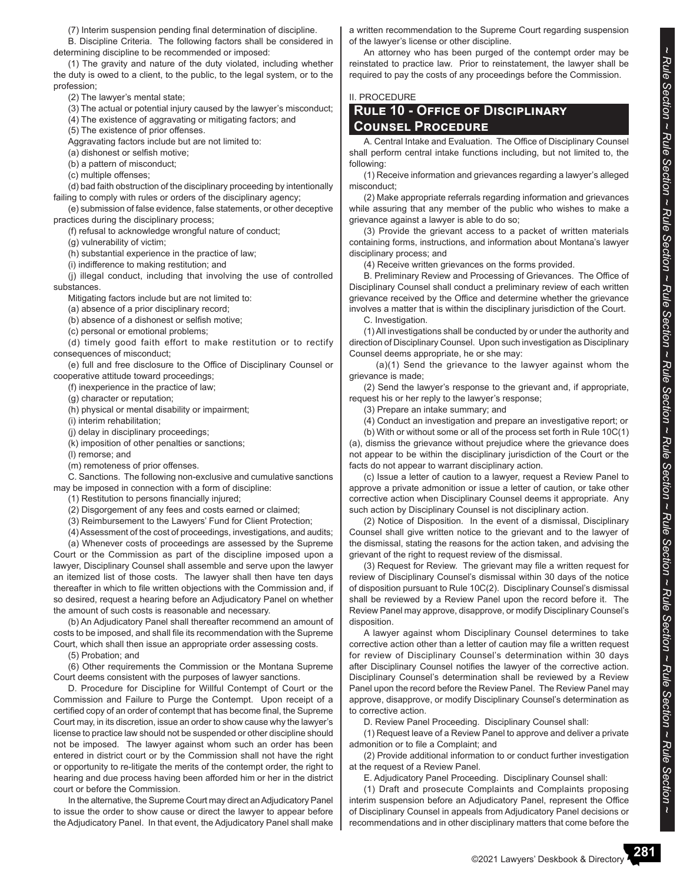(7) Interim suspension pending final determination of discipline.

B. Discipline Criteria. The following factors shall be considered in determining discipline to be recommended or imposed:

(1) The gravity and nature of the duty violated, including whether the duty is owed to a client, to the public, to the legal system, or to the profession;

(2) The lawyer's mental state;

(3) The actual or potential injury caused by the lawyer's misconduct;

(4) The existence of aggravating or mitigating factors; and

(5) The existence of prior offenses.

Aggravating factors include but are not limited to:

(a) dishonest or selfish motive;

(b) a pattern of misconduct;

(c) multiple offenses;

(d) bad faith obstruction of the disciplinary proceeding by intentionally failing to comply with rules or orders of the disciplinary agency;

(e) submission of false evidence, false statements, or other deceptive practices during the disciplinary process;

(f) refusal to acknowledge wrongful nature of conduct;

(g) vulnerability of victim;

(h) substantial experience in the practice of law;

(i) indifference to making restitution; and

(j) illegal conduct, including that involving the use of controlled substances.

Mitigating factors include but are not limited to:

(a) absence of a prior disciplinary record;

(b) absence of a dishonest or selfish motive;

(c) personal or emotional problems;

(d) timely good faith effort to make restitution or to rectify consequences of misconduct;

(e) full and free disclosure to the Office of Disciplinary Counsel or cooperative attitude toward proceedings;

(f) inexperience in the practice of law;

(g) character or reputation;

(h) physical or mental disability or impairment;

(i) interim rehabilitation;

(j) delay in disciplinary proceedings;

(k) imposition of other penalties or sanctions;

(l) remorse; and

(m) remoteness of prior offenses.

C. Sanctions. The following non-exclusive and cumulative sanctions may be imposed in connection with a form of discipline:

(1) Restitution to persons financially injured;

(2) Disgorgement of any fees and costs earned or claimed;

(3) Reimbursement to the Lawyers' Fund for Client Protection;

(4) Assessment of the cost of proceedings, investigations, and audits;

(a) Whenever costs of proceedings are assessed by the Supreme Court or the Commission as part of the discipline imposed upon a lawyer, Disciplinary Counsel shall assemble and serve upon the lawyer an itemized list of those costs. The lawyer shall then have ten days thereafter in which to file written objections with the Commission and, if so desired, request a hearing before an Adjudicatory Panel on whether the amount of such costs is reasonable and necessary.

(b) An Adjudicatory Panel shall thereafter recommend an amount of costs to be imposed, and shall file its recommendation with the Supreme Court, which shall then issue an appropriate order assessing costs.

(5) Probation; and

(6) Other requirements the Commission or the Montana Supreme Court deems consistent with the purposes of lawyer sanctions.

D. Procedure for Discipline for Willful Contempt of Court or the Commission and Failure to Purge the Contempt. Upon receipt of a certified copy of an order of contempt that has become final, the Supreme Court may, in its discretion, issue an order to show cause why the lawyer's license to practice law should not be suspended or other discipline should not be imposed. The lawyer against whom such an order has been entered in district court or by the Commission shall not have the right or opportunity to re-litigate the merits of the contempt order, the right to hearing and due process having been afforded him or her in the district court or before the Commission.

In the alternative, the Supreme Court may direct an Adjudicatory Panel to issue the order to show cause or direct the lawyer to appear before the Adjudicatory Panel. In that event, the Adjudicatory Panel shall make a written recommendation to the Supreme Court regarding suspension of the lawyer's license or other discipline.

An attorney who has been purged of the contempt order may be reinstated to practice law. Prior to reinstatement, the lawyer shall be required to pay the costs of any proceedings before the Commission.

II. PROCEDURE

## Rule 10 - Office of Disciplinary Counsel Procedure

A. Central Intake and Evaluation. The Office of Disciplinary Counsel shall perform central intake functions including, but not limited to, the following:

(1) Receive information and grievances regarding a lawyer's alleged misconduct;

(2) Make appropriate referrals regarding information and grievances while assuring that any member of the public who wishes to make a grievance against a lawyer is able to do so;

(3) Provide the grievant access to a packet of written materials containing forms, instructions, and information about Montana's lawyer disciplinary process; and

(4) Receive written grievances on the forms provided.

B. Preliminary Review and Processing of Grievances. The Office of Disciplinary Counsel shall conduct a preliminary review of each written grievance received by the Office and determine whether the grievance involves a matter that is within the disciplinary jurisdiction of the Court.

C. Investigation.

(1) All investigations shall be conducted by or under the authority and direction of Disciplinary Counsel. Upon such investigation as Disciplinary Counsel deems appropriate, he or she may:

(a)(1) Send the grievance to the lawyer against whom the grievance is made;

(2) Send the lawyer's response to the grievant and, if appropriate, request his or her reply to the lawyer's response;

(3) Prepare an intake summary; and

(4) Conduct an investigation and prepare an investigative report; or

(b) With or without some or all of the process set forth in Rule 10C(1)(a), dismiss the grievance without prejudice where the grievance does not appear to be within the disciplinary jurisdiction of the Court or the facts do not appear to warrant disciplinary action.

(c) Issue a letter of caution to a lawyer, request a Review Panel to approve a private admonition or issue a letter of caution, or take other corrective action when Disciplinary Counsel deems it appropriate. Any such action by Disciplinary Counsel is not disciplinary action.

(2) Notice of Disposition. In the event of a dismissal, Disciplinary Counsel shall give written notice to the grievant and to the lawyer of the dismissal, stating the reasons for the action taken, and advising the grievant of the right to request review of the dismissal.

(3) Request for Review. The grievant may file a written request for review of Disciplinary Counsel's dismissal within 30 days of the notice of disposition pursuant to Rule 10C(2). Disciplinary Counsel's dismissal shall be reviewed by a Review Panel upon the record before it. The Review Panel may approve, disapprove, or modify Disciplinary Counsel's disposition.

A lawyer against whom Disciplinary Counsel determines to take corrective action other than a letter of caution may file a written request for review of Disciplinary Counsel's determination within 30 days after Disciplinary Counsel notifies the lawyer of the corrective action. Disciplinary Counsel's determination shall be reviewed by a Review Panel upon the record before the Review Panel. The Review Panel may approve, disapprove, or modify Disciplinary Counsel's determination as to corrective action.

D. Review Panel Proceeding. Disciplinary Counsel shall:

(1) Request leave of a Review Panel to approve and deliver a private admonition or to file a Complaint; and

(2) Provide additional information to or conduct further investigation at the request of a Review Panel.

E. Adjudicatory Panel Proceeding. Disciplinary Counsel shall:

(1) Draft and prosecute Complaints and Complaints proposing interim suspension before an Adjudicatory Panel, represent the Office of Disciplinary Counsel in appeals from Adjudicatory Panel decisions or recommendations and in other disciplinary matters that come before the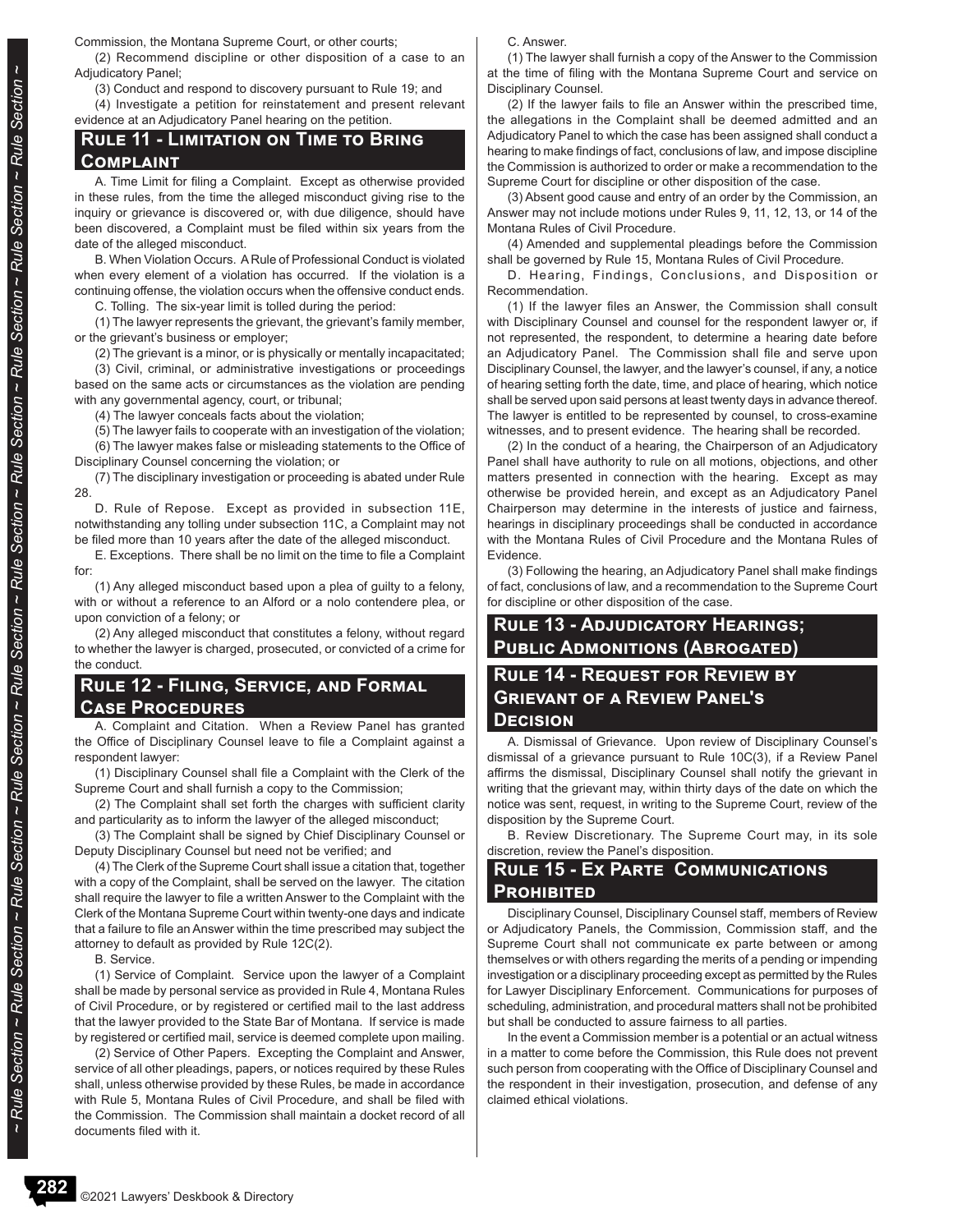Commission, the Montana Supreme Court, or other courts;

(2) Recommend discipline or other disposition of a case to an Adjudicatory Panel;

(3) Conduct and respond to discovery pursuant to Rule 19; and

(4) Investigate a petition for reinstatement and present relevant evidence at an Adjudicatory Panel hearing on the petition.

## Rule 11 - Limitation on Time to Bring Complaint

A. Time Limit for filing a Complaint. Except as otherwise provided in these rules, from the time the alleged misconduct giving rise to the inquiry or grievance is discovered or, with due diligence, should have been discovered, a Complaint must be filed within six years from the date of the alleged misconduct.

B. When Violation Occurs. A Rule of Professional Conduct is violated when every element of a violation has occurred. If the violation is a continuing offense, the violation occurs when the offensive conduct ends.

C. Tolling. The six-year limit is tolled during the period:

(1) The lawyer represents the grievant, the grievant's family member, or the grievant's business or employer;

(2) The grievant is a minor, or is physically or mentally incapacitated;

(3) Civil, criminal, or administrative investigations or proceedings based on the same acts or circumstances as the violation are pending with any governmental agency, court, or tribunal;

(4) The lawyer conceals facts about the violation;

(5) The lawyer fails to cooperate with an investigation of the violation;

(6) The lawyer makes false or misleading statements to the Office of Disciplinary Counsel concerning the violation; or

(7) The disciplinary investigation or proceeding is abated under Rule 28.

D. Rule of Repose. Except as provided in subsection 11E, notwithstanding any tolling under subsection 11C, a Complaint may not be filed more than 10 years after the date of the alleged misconduct.

E. Exceptions. There shall be no limit on the time to file a Complaint for:

(1) Any alleged misconduct based upon a plea of guilty to a felony, with or without a reference to an Alford or a nolo contendere plea, or upon conviction of a felony; or

(2) Any alleged misconduct that constitutes a felony, without regard to whether the lawyer is charged, prosecuted, or convicted of a crime for the conduct.

## Rule 12 - Filing, Service, and Formal Case Procedures

A. Complaint and Citation. When a Review Panel has granted the Office of Disciplinary Counsel leave to file a Complaint against a respondent lawyer:

(1) Disciplinary Counsel shall file a Complaint with the Clerk of the Supreme Court and shall furnish a copy to the Commission;

(2) The Complaint shall set forth the charges with sufficient clarity and particularity as to inform the lawyer of the alleged misconduct;

(3) The Complaint shall be signed by Chief Disciplinary Counsel or Deputy Disciplinary Counsel but need not be verified; and

(4) The Clerk of the Supreme Court shall issue a citation that, together with a copy of the Complaint, shall be served on the lawyer. The citation shall require the lawyer to file a written Answer to the Complaint with the Clerk of the Montana Supreme Court within twenty-one days and indicate that a failure to file an Answer within the time prescribed may subject the attorney to default as provided by Rule 12C(2).

B. Service.

(1) Service of Complaint. Service upon the lawyer of a Complaint shall be made by personal service as provided in Rule 4, Montana Rules of Civil Procedure, or by registered or certified mail to the last address that the lawyer provided to the State Bar of Montana. If service is made by registered or certified mail, service is deemed complete upon mailing.

(2) Service of Other Papers. Excepting the Complaint and Answer, service of all other pleadings, papers, or notices required by these Rules shall, unless otherwise provided by these Rules, be made in accordance with Rule 5, Montana Rules of Civil Procedure, and shall be filed with the Commission. The Commission shall maintain a docket record of all documents filed with it.

C. Answer.

(1) The lawyer shall furnish a copy of the Answer to the Commission at the time of filing with the Montana Supreme Court and service on Disciplinary Counsel.

(2) If the lawyer fails to file an Answer within the prescribed time, the allegations in the Complaint shall be deemed admitted and an Adjudicatory Panel to which the case has been assigned shall conduct a hearing to make findings of fact, conclusions of law, and impose discipline the Commission is authorized to order or make a recommendation to the Supreme Court for discipline or other disposition of the case.

(3) Absent good cause and entry of an order by the Commission, an Answer may not include motions under Rules 9, 11, 12, 13, or 14 of the Montana Rules of Civil Procedure.

(4) Amended and supplemental pleadings before the Commission shall be governed by Rule 15, Montana Rules of Civil Procedure.

D. Hearing, Findings, Conclusions, and Disposition or Recommendation.

(1) If the lawyer files an Answer, the Commission shall consult with Disciplinary Counsel and counsel for the respondent lawyer or, if not represented, the respondent, to determine a hearing date before an Adjudicatory Panel. The Commission shall file and serve upon Disciplinary Counsel, the lawyer, and the lawyer's counsel, if any, a notice of hearing setting forth the date, time, and place of hearing, which notice shall be served upon said persons at least twenty days in advance thereof. The lawyer is entitled to be represented by counsel, to cross-examine witnesses, and to present evidence. The hearing shall be recorded.

(2) In the conduct of a hearing, the Chairperson of an Adjudicatory Panel shall have authority to rule on all motions, objections, and other matters presented in connection with the hearing. Except as may otherwise be provided herein, and except as an Adjudicatory Panel Chairperson may determine in the interests of justice and fairness, hearings in disciplinary proceedings shall be conducted in accordance with the Montana Rules of Civil Procedure and the Montana Rules of Evidence.

(3) Following the hearing, an Adjudicatory Panel shall make findings of fact, conclusions of law, and a recommendation to the Supreme Court for discipline or other disposition of the case.

## Rule 13 - Adjudicatory Hearings; Public Admonitions (Abrogated)

## Rule 14 - Request for Review by Grievant of a Review Panel's Decision

A. Dismissal of Grievance. Upon review of Disciplinary Counsel's dismissal of a grievance pursuant to Rule 10C(3), if a Review Panel affirms the dismissal, Disciplinary Counsel shall notify the grievant in writing that the grievant may, within thirty days of the date on which the notice was sent, request, in writing to the Supreme Court, review of the disposition by the Supreme Court.

B. Review Discretionary. The Supreme Court may, in its sole discretion, review the Panel's disposition.

## Rule 15 - Ex Parte Communications Prohibited

Disciplinary Counsel, Disciplinary Counsel staff, members of Review or Adjudicatory Panels, the Commission, Commission staff, and the Supreme Court shall not communicate ex parte between or among themselves or with others regarding the merits of a pending or impending investigation or a disciplinary proceeding except as permitted by the Rules for Lawyer Disciplinary Enforcement. Communications for purposes of scheduling, administration, and procedural matters shall not be prohibited but shall be conducted to assure fairness to all parties.

In the event a Commission member is a potential or an actual witness in a matter to come before the Commission, this Rule does not prevent such person from cooperating with the Office of Disciplinary Counsel and the respondent in their investigation, prosecution, and defense of any claimed ethical violations.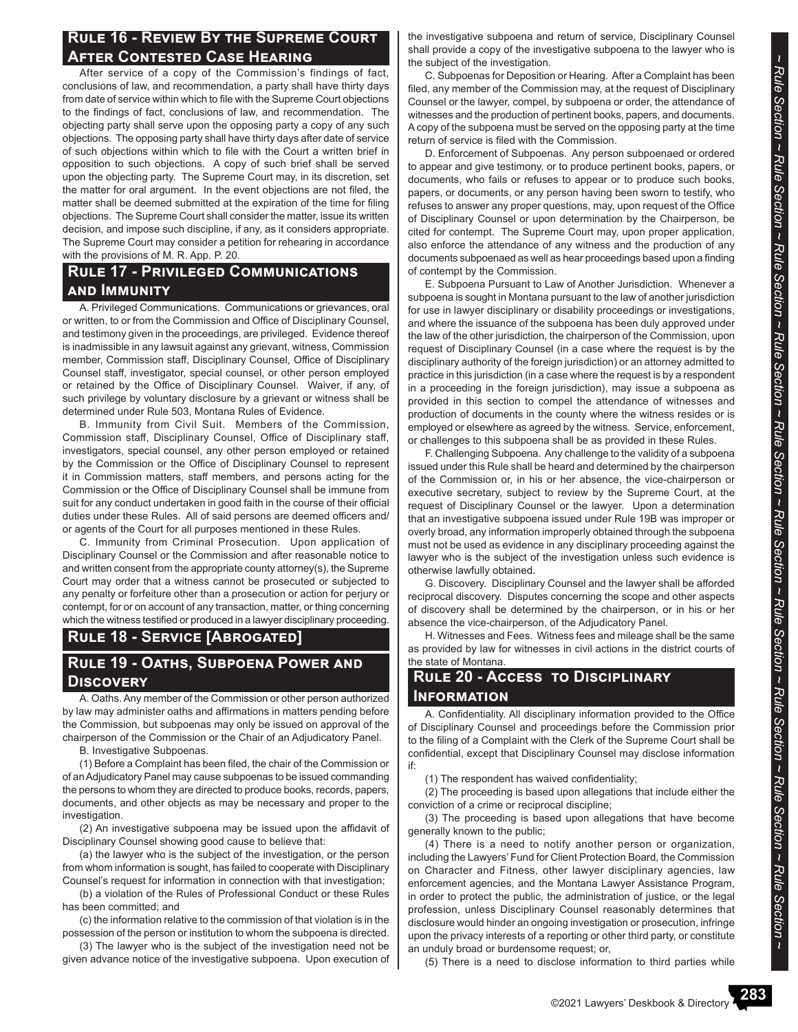## Rule 16 - Review By the Supreme Court After Contested Case Hearing

After service of a copy of the Commission's findings of fact, conclusions of law, and recommendation, a party shall have thirty days from date of service within which to file with the Supreme Court objections to the findings of fact, conclusions of law, and recommendation. The objecting party shall serve upon the opposing party a copy of any such objections. The opposing party shall have thirty days after date of service of such objections within which to file with the Court a written brief in opposition to such objections. A copy of such brief shall be served upon the objecting party. The Supreme Court may, in its discretion, set the matter for oral argument. In the event objections are not filed, the matter shall be deemed submitted at the expiration of the time for filing objections. The Supreme Court shall consider the matter, issue its written decision, and impose such discipline, if any, as it considers appropriate. The Supreme Court may consider a petition for rehearing in accordance with the provisions of M. R. App. P. 20.

## Rule 17 - Privileged Communications and Immunity

A. Privileged Communications. Communications or grievances, oral or written, to or from the Commission and Office of Disciplinary Counsel, and testimony given in the proceedings, are privileged. Evidence thereof is inadmissible in any lawsuit against any grievant, witness, Commission member, Commission staff, Disciplinary Counsel, Office of Disciplinary Counsel staff, investigator, special counsel, or other person employed or retained by the Office of Disciplinary Counsel. Waiver, if any, of such privilege by voluntary disclosure by a grievant or witness shall be determined under Rule 503, Montana Rules of Evidence.

B. Immunity from Civil Suit. Members of the Commission, Commission staff, Disciplinary Counsel, Office of Disciplinary staff, investigators, special counsel, any other person employed or retained by the Commission or the Office of Disciplinary Counsel to represent it in Commission matters, staff members, and persons acting for the Commission or the Office of Disciplinary Counsel shall be immune from suit for any conduct undertaken in good faith in the course of their official duties under these Rules. All of said persons are deemed officers and/or agents of the Court for all purposes mentioned in these Rules.

C. Immunity from Criminal Prosecution. Upon application of Disciplinary Counsel or the Commission and after reasonable notice to and written consent from the appropriate county attorney(s), the Supreme Court may order that a witness cannot be prosecuted or subjected to any penalty or forfeiture other than a prosecution or action for perjury or contempt, for or on account of any transaction, matter, or thing concerning which the witness testified or produced in a lawyer disciplinary proceeding.

## Rule 18 - Service [Abrogated]

## Rule 19 - Oaths, Subpoena Power and Discovery

A. Oaths. Any member of the Commission or other person authorized by law may administer oaths and affirmations in matters pending before the Commission, but subpoenas may only be issued on approval of the chairperson of the Commission or the Chair of an Adjudicatory Panel.

B. Investigative Subpoenas.

(1) Before a Complaint has been filed, the chair of the Commission or of an Adjudicatory Panel may cause subpoenas to be issued commanding the persons to whom they are directed to produce books, records, papers, documents, and other objects as may be necessary and proper to the investigation.

(2) An investigative subpoena may be issued upon the affidavit of Disciplinary Counsel showing good cause to believe that:

(a) the lawyer who is the subject of the investigation, or the person from whom information is sought, has failed to cooperate with Disciplinary Counsel's request for information in connection with that investigation;

(b) a violation of the Rules of Professional Conduct or these Rules has been committed; and

(c) the information relative to the commission of that violation is in the possession of the person or institution to whom the subpoena is directed.

(3) The lawyer who is the subject of the investigation need not be given advance notice of the investigative subpoena. Upon execution of the investigative subpoena and return of service, Disciplinary Counsel shall provide a copy of the investigative subpoena to the lawyer who is the subject of the investigation.

C. Subpoenas for Deposition or Hearing. After a Complaint has been filed, any member of the Commission may, at the request of Disciplinary Counsel or the lawyer, compel, by subpoena or order, the attendance of witnesses and the production of pertinent books, papers, and documents. A copy of the subpoena must be served on the opposing party at the time return of service is filed with the Commission.

D. Enforcement of Subpoenas. Any person subpoenaed or ordered to appear and give testimony, or to produce pertinent books, papers, or documents, who fails or refuses to appear or to produce such books, papers, or documents, or any person having been sworn to testify, who refuses to answer any proper questions, may, upon request of the Office of Disciplinary Counsel or upon determination by the Chairperson, be cited for contempt. The Supreme Court may, upon proper application, also enforce the attendance of any witness and the production of any documents subpoenaed as well as hear proceedings based upon a finding of contempt by the Commission.

E. Subpoena Pursuant to Law of Another Jurisdiction. Whenever a subpoena is sought in Montana pursuant to the law of another jurisdiction for use in lawyer disciplinary or disability proceedings or investigations, and where the issuance of the subpoena has been duly approved under the law of the other jurisdiction, the chairperson of the Commission, upon request of Disciplinary Counsel (in a case where the request is by the disciplinary authority of the foreign jurisdiction) or an attorney admitted to practice in this jurisdiction (in a case where the request is by a respondent in a proceeding in the foreign jurisdiction), may issue a subpoena as provided in this section to compel the attendance of witnesses and production of documents in the county where the witness resides or is employed or elsewhere as agreed by the witness. Service, enforcement, or challenges to this subpoena shall be as provided in these Rules.

F. Challenging Subpoena. Any challenge to the validity of a subpoena issued under this Rule shall be heard and determined by the chairperson of the Commission or, in his or her absence, the vice-chairperson or executive secretary, subject to review by the Supreme Court, at the request of Disciplinary Counsel or the lawyer. Upon a determination that an investigative subpoena issued under Rule 19B was improper or overly broad, any information improperly obtained through the subpoena must not be used as evidence in any disciplinary proceeding against the lawyer who is the subject of the investigation unless such evidence is otherwise lawfully obtained.

G. Discovery. Disciplinary Counsel and the lawyer shall be afforded reciprocal discovery. Disputes concerning the scope and other aspects of discovery shall be determined by the chairperson, or in his or her absence the vice-chairperson, of the Adjudicatory Panel.

H. Witnesses and Fees. Witness fees and mileage shall be the same as provided by law for witnesses in civil actions in the district courts of the state of Montana.

## Rule 20 - Access to Disciplinary Information

A. Confidentiality. All disciplinary information provided to the Office of Disciplinary Counsel and proceedings before the Commission prior to the filing of a Complaint with the Clerk of the Supreme Court shall be confidential, except that Disciplinary Counsel may disclose information if:

(1) The respondent has waived confidentiality;

(2) The proceeding is based upon allegations that include either the conviction of a crime or reciprocal discipline;

(3) The proceeding is based upon allegations that have become generally known to the public;

(4) There is a need to notify another person or organization, including the Lawyers' Fund for Client Protection Board, the Commission on Character and Fitness, other lawyer disciplinary agencies, law enforcement agencies, and the Montana Lawyer Assistance Program, in order to protect the public, the administration of justice, or the legal profession, unless Disciplinary Counsel reasonably determines that disclosure would hinder an ongoing investigation or prosecution, infringe upon the privacy interests of a reporting or other third party, or constitute an unduly broad or burdensome request; or,

(5) There is a need to disclose information to third parties while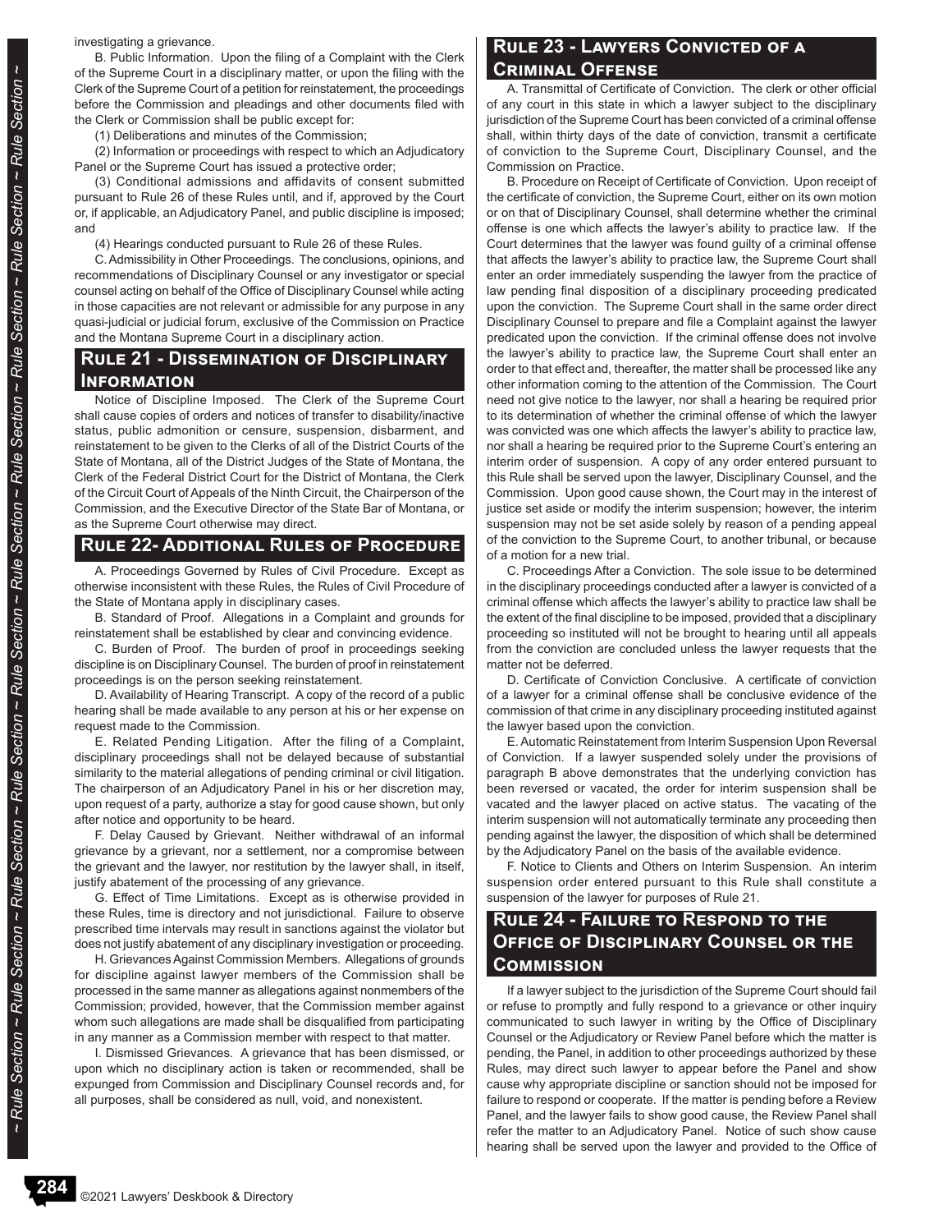investigating a grievance.

B. Public Information. Upon the filing of a Complaint with the Clerk of the Supreme Court in a disciplinary matter, or upon the filing with the Clerk of the Supreme Court of a petition for reinstatement, the proceedings before the Commission and pleadings and other documents filed with the Clerk or Commission shall be public except for:

(1) Deliberations and minutes of the Commission;

(2) Information or proceedings with respect to which an Adjudicatory Panel or the Supreme Court has issued a protective order;

(3) Conditional admissions and affidavits of consent submitted pursuant to Rule 26 of these Rules until, and if, approved by the Court or, if applicable, an Adjudicatory Panel, and public discipline is imposed; and

(4) Hearings conducted pursuant to Rule 26 of these Rules.

C. Admissibility in Other Proceedings. The conclusions, opinions, and recommendations of Disciplinary Counsel or any investigator or special counsel acting on behalf of the Office of Disciplinary Counsel while acting in those capacities are not relevant or admissible for any purpose in any quasi-judicial or judicial forum, exclusive of the Commission on Practice and the Montana Supreme Court in a disciplinary action.

## Rule 21 - Dissemination of Disciplinary Information

Notice of Discipline Imposed. The Clerk of the Supreme Court shall cause copies of orders and notices of transfer to disability/inactive status, public admonition or censure, suspension, disbarment, and reinstatement to be given to the Clerks of all of the District Courts of the State of Montana, all of the District Judges of the State of Montana, the Clerk of the Federal District Court for the District of Montana, the Clerk of the Circuit Court of Appeals of the Ninth Circuit, the Chairperson of the Commission, and the Executive Director of the State Bar of Montana, or as the Supreme Court otherwise may direct.

## Rule 22- Additional Rules of Procedure

A. Proceedings Governed by Rules of Civil Procedure. Except as otherwise inconsistent with these Rules, the Rules of Civil Procedure of the State of Montana apply in disciplinary cases.

B. Standard of Proof. Allegations in a Complaint and grounds for reinstatement shall be established by clear and convincing evidence.

C. Burden of Proof. The burden of proof in proceedings seeking discipline is on Disciplinary Counsel. The burden of proof in reinstatement proceedings is on the person seeking reinstatement.

D. Availability of Hearing Transcript. A copy of the record of a public hearing shall be made available to any person at his or her expense on request made to the Commission.

E. Related Pending Litigation. After the filing of a Complaint, disciplinary proceedings shall not be delayed because of substantial similarity to the material allegations of pending criminal or civil litigation. The chairperson of an Adjudicatory Panel in his or her discretion may, upon request of a party, authorize a stay for good cause shown, but only after notice and opportunity to be heard.

F. Delay Caused by Grievant. Neither withdrawal of an informal grievance by a grievant, nor a settlement, nor a compromise between the grievant and the lawyer, nor restitution by the lawyer shall, in itself, justify abatement of the processing of any grievance.

G. Effect of Time Limitations. Except as is otherwise provided in these Rules, time is directory and not jurisdictional. Failure to observe prescribed time intervals may result in sanctions against the violator but does not justify abatement of any disciplinary investigation or proceeding.

H. Grievances Against Commission Members. Allegations of grounds for discipline against lawyer members of the Commission shall be processed in the same manner as allegations against nonmembers of the Commission; provided, however, that the Commission member against whom such allegations are made shall be disqualified from participating in any manner as a Commission member with respect to that matter.

I. Dismissed Grievances. A grievance that has been dismissed, or upon which no disciplinary action is taken or recommended, shall be expunged from Commission and Disciplinary Counsel records and, for all purposes, shall be considered as null, void, and nonexistent.

## Rule 23 - Lawyers Convicted of a Criminal Offense

A. Transmittal of Certificate of Conviction. The clerk or other official of any court in this state in which a lawyer subject to the disciplinary jurisdiction of the Supreme Court has been convicted of a criminal offense shall, within thirty days of the date of conviction, transmit a certificate of conviction to the Supreme Court, Disciplinary Counsel, and the Commission on Practice.

B. Procedure on Receipt of Certificate of Conviction. Upon receipt of the certificate of conviction, the Supreme Court, either on its own motion or on that of Disciplinary Counsel, shall determine whether the criminal offense is one which affects the lawyer's ability to practice law. If the Court determines that the lawyer was found guilty of a criminal offense that affects the lawyer's ability to practice law, the Supreme Court shall enter an order immediately suspending the lawyer from the practice of law pending final disposition of a disciplinary proceeding predicated upon the conviction. The Supreme Court shall in the same order direct Disciplinary Counsel to prepare and file a Complaint against the lawyer predicated upon the conviction. If the criminal offense does not involve the lawyer's ability to practice law, the Supreme Court shall enter an order to that effect and, thereafter, the matter shall be processed like any other information coming to the attention of the Commission. The Court need not give notice to the lawyer, nor shall a hearing be required prior to its determination of whether the criminal offense of which the lawyer was convicted was one which affects the lawyer's ability to practice law, nor shall a hearing be required prior to the Supreme Court's entering an interim order of suspension. A copy of any order entered pursuant to this Rule shall be served upon the lawyer, Disciplinary Counsel, and the Commission. Upon good cause shown, the Court may in the interest of justice set aside or modify the interim suspension; however, the interim suspension may not be set aside solely by reason of a pending appeal of the conviction to the Supreme Court, to another tribunal, or because of a motion for a new trial.

C. Proceedings After a Conviction. The sole issue to be determined in the disciplinary proceedings conducted after a lawyer is convicted of a criminal offense which affects the lawyer's ability to practice law shall be the extent of the final discipline to be imposed, provided that a disciplinary proceeding so instituted will not be brought to hearing until all appeals from the conviction are concluded unless the lawyer requests that the matter not be deferred.

D. Certificate of Conviction Conclusive. A certificate of conviction of a lawyer for a criminal offense shall be conclusive evidence of the commission of that crime in any disciplinary proceeding instituted against the lawyer based upon the conviction.

E. Automatic Reinstatement from Interim Suspension Upon Reversal of Conviction. If a lawyer suspended solely under the provisions of paragraph B above demonstrates that the underlying conviction has been reversed or vacated, the order for interim suspension shall be vacated and the lawyer placed on active status. The vacating of the interim suspension will not automatically terminate any proceeding then pending against the lawyer, the disposition of which shall be determined by the Adjudicatory Panel on the basis of the available evidence.

F. Notice to Clients and Others on Interim Suspension. An interim suspension order entered pursuant to this Rule shall constitute a suspension of the lawyer for purposes of Rule 21.

## Rule 24 - Failure to Respond to the Office of Disciplinary Counsel or the Commission

If a lawyer subject to the jurisdiction of the Supreme Court should fail or refuse to promptly and fully respond to a grievance or other inquiry communicated to such lawyer in writing by the Office of Disciplinary Counsel or the Adjudicatory or Review Panel before which the matter is pending, the Panel, in addition to other proceedings authorized by these Rules, may direct such lawyer to appear before the Panel and show cause why appropriate discipline or sanction should not be imposed for failure to respond or cooperate. If the matter is pending before a Review Panel, and the lawyer fails to show good cause, the Review Panel shall refer the matter to an Adjudicatory Panel. Notice of such show cause hearing shall be served upon the lawyer and provided to the Office of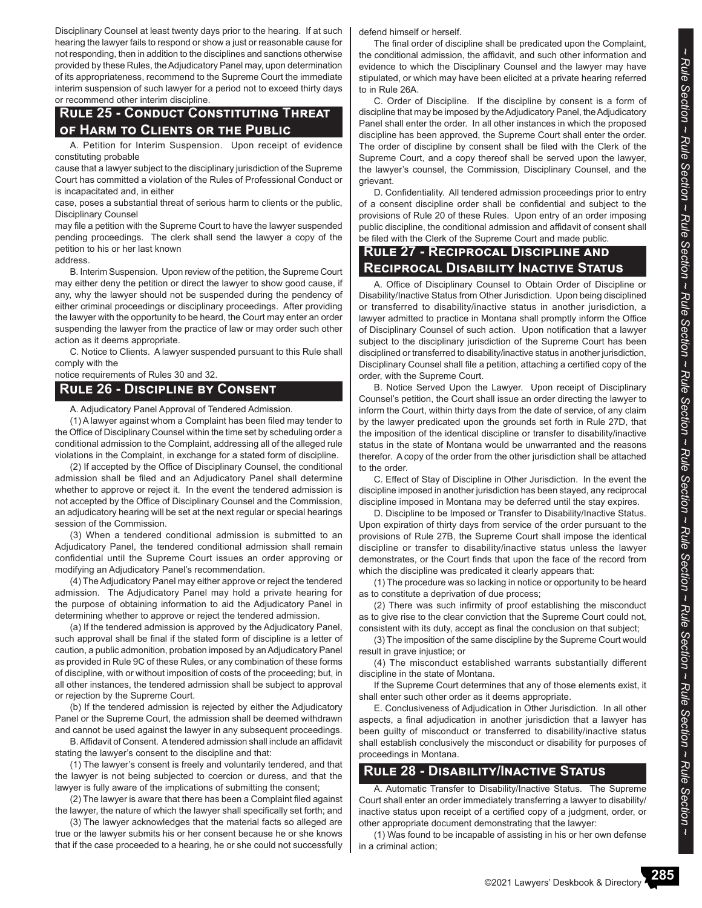Disciplinary Counsel at least twenty days prior to the hearing. If at such hearing the lawyer fails to respond or show a just or reasonable cause for not responding, then in addition to the disciplines and sanctions otherwise provided by these Rules, the Adjudicatory Panel may, upon determination of its appropriateness, recommend to the Supreme Court the immediate interim suspension of such lawyer for a period not to exceed thirty days or recommend other interim discipline.

## Rule 25 - Conduct Constituting Threat of Harm to Clients or the Public

A. Petition for Interim Suspension. Upon receipt of evidence constituting probable cause that a lawyer subject to the disciplinary jurisdiction of the Supreme Court has committed a violation of the Rules of Professional Conduct or is incapacitated and, in either case, poses a substantial threat of serious harm to clients or the public, Disciplinary Counsel may file a petition with the Supreme Court to have the lawyer suspended pending proceedings. The clerk shall send the lawyer a copy of the petition to his or her last known address.

B. Interim Suspension. Upon review of the petition, the Supreme Court may either deny the petition or direct the lawyer to show good cause, if any, why the lawyer should not be suspended during the pendency of either criminal proceedings or disciplinary proceedings. After providing the lawyer with the opportunity to be heard, the Court may enter an order suspending the lawyer from the practice of law or may order such other action as it deems appropriate.

C. Notice to Clients. A lawyer suspended pursuant to this Rule shall comply with the notice requirements of Rules 30 and 32.

## Rule 26 - Discipline by Consent

A. Adjudicatory Panel Approval of Tendered Admission.

(1) A lawyer against whom a Complaint has been filed may tender to the Office of Disciplinary Counsel within the time set by scheduling order a conditional admission to the Complaint, addressing all of the alleged rule violations in the Complaint, in exchange for a stated form of discipline.

(2) If accepted by the Office of Disciplinary Counsel, the conditional admission shall be filed and an Adjudicatory Panel shall determine whether to approve or reject it. In the event the tendered admission is not accepted by the Office of Disciplinary Counsel and the Commission, an adjudicatory hearing will be set at the next regular or special hearings session of the Commission.

(3) When a tendered conditional admission is submitted to an Adjudicatory Panel, the tendered conditional admission shall remain confidential until the Supreme Court issues an order approving or modifying an Adjudicatory Panel's recommendation.

(4) The Adjudicatory Panel may either approve or reject the tendered admission. The Adjudicatory Panel may hold a private hearing for the purpose of obtaining information to aid the Adjudicatory Panel in determining whether to approve or reject the tendered admission.

(a) If the tendered admission is approved by the Adjudicatory Panel, such approval shall be final if the stated form of discipline is a letter of caution, a public admonition, probation imposed by an Adjudicatory Panel as provided in Rule 9C of these Rules, or any combination of these forms of discipline, with or without imposition of costs of the proceeding; but, in all other instances, the tendered admission shall be subject to approval or rejection by the Supreme Court.

(b) If the tendered admission is rejected by either the Adjudicatory Panel or the Supreme Court, the admission shall be deemed withdrawn and cannot be used against the lawyer in any subsequent proceedings.

B. Affidavit of Consent. A tendered admission shall include an affidavit stating the lawyer's consent to the discipline and that:

(1) The lawyer's consent is freely and voluntarily tendered, and that the lawyer is not being subjected to coercion or duress, and that the lawyer is fully aware of the implications of submitting the consent;

(2) The lawyer is aware that there has been a Complaint filed against the lawyer, the nature of which the lawyer shall specifically set forth; and

(3) The lawyer acknowledges that the material facts so alleged are true or the lawyer submits his or her consent because he or she knows that if the case proceeded to a hearing, he or she could not successfully defend himself or herself.

The final order of discipline shall be predicated upon the Complaint, the conditional admission, the affidavit, and such other information and evidence to which the Disciplinary Counsel and the lawyer may have stipulated, or which may have been elicited at a private hearing referred to in Rule 26A.

C. Order of Discipline. If the discipline by consent is a form of discipline that may be imposed by the Adjudicatory Panel, the Adjudicatory Panel shall enter the order. In all other instances in which the proposed discipline has been approved, the Supreme Court shall enter the order. The order of discipline by consent shall be filed with the Clerk of the Supreme Court, and a copy thereof shall be served upon the lawyer, the lawyer's counsel, the Commission, Disciplinary Counsel, and the grievant.

D. Confidentiality. All tendered admission proceedings prior to entry of a consent discipline order shall be confidential and subject to the provisions of Rule 20 of these Rules. Upon entry of an order imposing public discipline, the conditional admission and affidavit of consent shall be filed with the Clerk of the Supreme Court and made public.

## Rule 27 - Reciprocal Discipline and Reciprocal Disability Inactive Status

A. Office of Disciplinary Counsel to Obtain Order of Discipline or Disability/Inactive Status from Other Jurisdiction. Upon being disciplined or transferred to disability/inactive status in another jurisdiction, a lawyer admitted to practice in Montana shall promptly inform the Office of Disciplinary Counsel of such action. Upon notification that a lawyer subject to the disciplinary jurisdiction of the Supreme Court has been disciplined or transferred to disability/inactive status in another jurisdiction, Disciplinary Counsel shall file a petition, attaching a certified copy of the order, with the Supreme Court.

B. Notice Served Upon the Lawyer. Upon receipt of Disciplinary Counsel's petition, the Court shall issue an order directing the lawyer to inform the Court, within thirty days from the date of service, of any claim by the lawyer predicated upon the grounds set forth in Rule 27D, that the imposition of the identical discipline or transfer to disability/inactive status in the state of Montana would be unwarranted and the reasons therefor. A copy of the order from the other jurisdiction shall be attached to the order.

C. Effect of Stay of Discipline in Other Jurisdiction. In the event the discipline imposed in another jurisdiction has been stayed, any reciprocal discipline imposed in Montana may be deferred until the stay expires.

D. Discipline to be Imposed or Transfer to Disability/Inactive Status. Upon expiration of thirty days from service of the order pursuant to the provisions of Rule 27B, the Supreme Court shall impose the identical discipline or transfer to disability/inactive status unless the lawyer demonstrates, or the Court finds that upon the face of the record from which the discipline was predicated it clearly appears that:

(1) The procedure was so lacking in notice or opportunity to be heard as to constitute a deprivation of due process;

(2) There was such infirmity of proof establishing the misconduct as to give rise to the clear conviction that the Supreme Court could not, consistent with its duty, accept as final the conclusion on that subject;

(3) The imposition of the same discipline by the Supreme Court would result in grave injustice; or

(4) The misconduct established warrants substantially different discipline in the state of Montana.

If the Supreme Court determines that any of those elements exist, it shall enter such other order as it deems appropriate.

E. Conclusiveness of Adjudication in Other Jurisdiction. In all other aspects, a final adjudication in another jurisdiction that a lawyer has been guilty of misconduct or transferred to disability/inactive status shall establish conclusively the misconduct or disability for purposes of proceedings in Montana.

## Rule 28 - Disability/Inactive Status

A. Automatic Transfer to Disability/Inactive Status. The Supreme Court shall enter an order immediately transferring a lawyer to disability/inactive status upon receipt of a certified copy of a judgment, order, or other appropriate document demonstrating that the lawyer:

(1) Was found to be incapable of assisting in his or her own defense in a criminal action;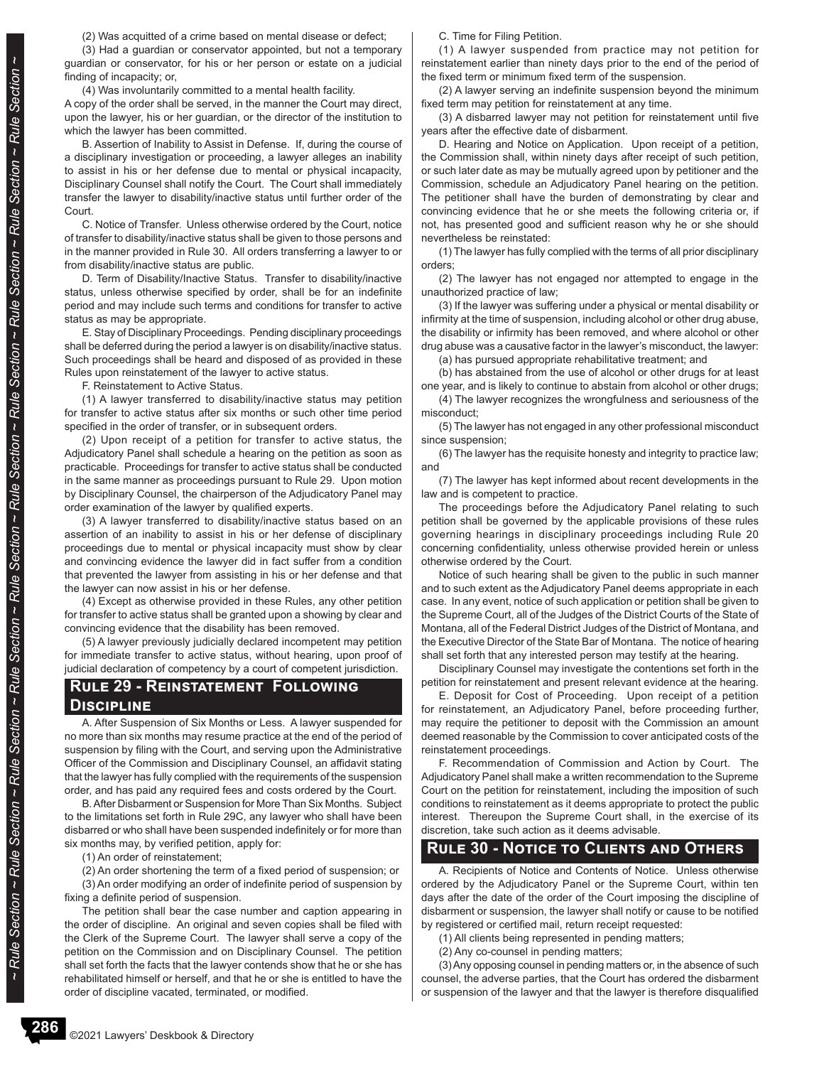(2) Was acquitted of a crime based on mental disease or defect;

(3) Had a guardian or conservator appointed, but not a temporary guardian or conservator, for his or her person or estate on a judicial finding of incapacity; or,

(4) Was involuntarily committed to a mental health facility.

A copy of the order shall be served, in the manner the Court may direct, upon the lawyer, his or her guardian, or the director of the institution to which the lawyer has been committed.

B. Assertion of Inability to Assist in Defense. If, during the course of a disciplinary investigation or proceeding, a lawyer alleges an inability to assist in his or her defense due to mental or physical incapacity, Disciplinary Counsel shall notify the Court. The Court shall immediately transfer the lawyer to disability/inactive status until further order of the Court.

C. Notice of Transfer. Unless otherwise ordered by the Court, notice of transfer to disability/inactive status shall be given to those persons and in the manner provided in Rule 30. All orders transferring a lawyer to or from disability/inactive status are public.

D. Term of Disability/Inactive Status. Transfer to disability/inactive status, unless otherwise specified by order, shall be for an indefinite period and may include such terms and conditions for transfer to active status as may be appropriate.

E. Stay of Disciplinary Proceedings. Pending disciplinary proceedings shall be deferred during the period a lawyer is on disability/inactive status. Such proceedings shall be heard and disposed of as provided in these Rules upon reinstatement of the lawyer to active status.

F. Reinstatement to Active Status.

(1) A lawyer transferred to disability/inactive status may petition for transfer to active status after six months or such other time period specified in the order of transfer, or in subsequent orders.

(2) Upon receipt of a petition for transfer to active status, the Adjudicatory Panel shall schedule a hearing on the petition as soon as practicable. Proceedings for transfer to active status shall be conducted in the same manner as proceedings pursuant to Rule 29. Upon motion by Disciplinary Counsel, the chairperson of the Adjudicatory Panel may order examination of the lawyer by qualified experts.

(3) A lawyer transferred to disability/inactive status based on an assertion of an inability to assist in his or her defense of disciplinary proceedings due to mental or physical incapacity must show by clear and convincing evidence the lawyer did in fact suffer from a condition that prevented the lawyer from assisting in his or her defense and that the lawyer can now assist in his or her defense.

(4) Except as otherwise provided in these Rules, any other petition for transfer to active status shall be granted upon a showing by clear and convincing evidence that the disability has been removed.

(5) A lawyer previously judicially declared incompetent may petition for immediate transfer to active status, without hearing, upon proof of judicial declaration of competency by a court of competent jurisdiction.

## Rule 29 - Reinstatement Following Discipline

A. After Suspension of Six Months or Less. A lawyer suspended for no more than six months may resume practice at the end of the period of suspension by filing with the Court, and serving upon the Administrative Officer of the Commission and Disciplinary Counsel, an affidavit stating that the lawyer has fully complied with the requirements of the suspension order, and has paid any required fees and costs ordered by the Court.

B. After Disbarment or Suspension for More Than Six Months. Subject to the limitations set forth in Rule 29C, any lawyer who shall have been disbarred or who shall have been suspended indefinitely or for more than six months may, by verified petition, apply for:

(1) An order of reinstatement;

(2) An order shortening the term of a fixed period of suspension; or

(3) An order modifying an order of indefinite period of suspension by fixing a definite period of suspension.

The petition shall bear the case number and caption appearing in the order of discipline. An original and seven copies shall be filed with the Clerk of the Supreme Court. The lawyer shall serve a copy of the petition on the Commission and on Disciplinary Counsel. The petition shall set forth the facts that the lawyer contends show that he or she has rehabilitated himself or herself, and that he or she is entitled to have the order of discipline vacated, terminated, or modified.

C. Time for Filing Petition.

(1) A lawyer suspended from practice may not petition for reinstatement earlier than ninety days prior to the end of the period of the fixed term or minimum fixed term of the suspension.

(2) A lawyer serving an indefinite suspension beyond the minimum fixed term may petition for reinstatement at any time.

(3) A disbarred lawyer may not petition for reinstatement until five years after the effective date of disbarment.

D. Hearing and Notice on Application. Upon receipt of a petition, the Commission shall, within ninety days after receipt of such petition, or such later date as may be mutually agreed upon by petitioner and the Commission, schedule an Adjudicatory Panel hearing on the petition. The petitioner shall have the burden of demonstrating by clear and convincing evidence that he or she meets the following criteria or, if not, has presented good and sufficient reason why he or she should nevertheless be reinstated:

(1) The lawyer has fully complied with the terms of all prior disciplinary orders;

(2) The lawyer has not engaged nor attempted to engage in the unauthorized practice of law;

(3) If the lawyer was suffering under a physical or mental disability or infirmity at the time of suspension, including alcohol or other drug abuse, the disability or infirmity has been removed, and where alcohol or other drug abuse was a causative factor in the lawyer's misconduct, the lawyer:

(a) has pursued appropriate rehabilitative treatment; and

(b) has abstained from the use of alcohol or other drugs for at least one year, and is likely to continue to abstain from alcohol or other drugs;

(4) The lawyer recognizes the wrongfulness and seriousness of the misconduct;

(5) The lawyer has not engaged in any other professional misconduct since suspension;

(6) The lawyer has the requisite honesty and integrity to practice law; and

(7) The lawyer has kept informed about recent developments in the law and is competent to practice.

The proceedings before the Adjudicatory Panel relating to such petition shall be governed by the applicable provisions of these rules governing hearings in disciplinary proceedings including Rule 20 concerning confidentiality, unless otherwise provided herein or unless otherwise ordered by the Court.

Notice of such hearing shall be given to the public in such manner and to such extent as the Adjudicatory Panel deems appropriate in each case. In any event, notice of such application or petition shall be given to the Supreme Court, all of the Judges of the District Courts of the State of Montana, all of the Federal District Judges of the District of Montana, and the Executive Director of the State Bar of Montana. The notice of hearing shall set forth that any interested person may testify at the hearing.

Disciplinary Counsel may investigate the contentions set forth in the petition for reinstatement and present relevant evidence at the hearing.

E. Deposit for Cost of Proceeding. Upon receipt of a petition for reinstatement, an Adjudicatory Panel, before proceeding further, may require the petitioner to deposit with the Commission an amount deemed reasonable by the Commission to cover anticipated costs of the reinstatement proceedings.

F. Recommendation of Commission and Action by Court. The Adjudicatory Panel shall make a written recommendation to the Supreme Court on the petition for reinstatement, including the imposition of such conditions to reinstatement as it deems appropriate to protect the public interest. Thereupon the Supreme Court shall, in the exercise of its discretion, take such action as it deems advisable.

## Rule 30 - Notice to Clients and Others

A. Recipients of Notice and Contents of Notice. Unless otherwise ordered by the Adjudicatory Panel or the Supreme Court, within ten days after the date of the order of the Court imposing the discipline of disbarment or suspension, the lawyer shall notify or cause to be notified by registered or certified mail, return receipt requested:

(1) All clients being represented in pending matters;

(2) Any co-counsel in pending matters;

(3) Any opposing counsel in pending matters or, in the absence of such counsel, the adverse parties, that the Court has ordered the disbarment or suspension of the lawyer and that the lawyer is therefore disqualified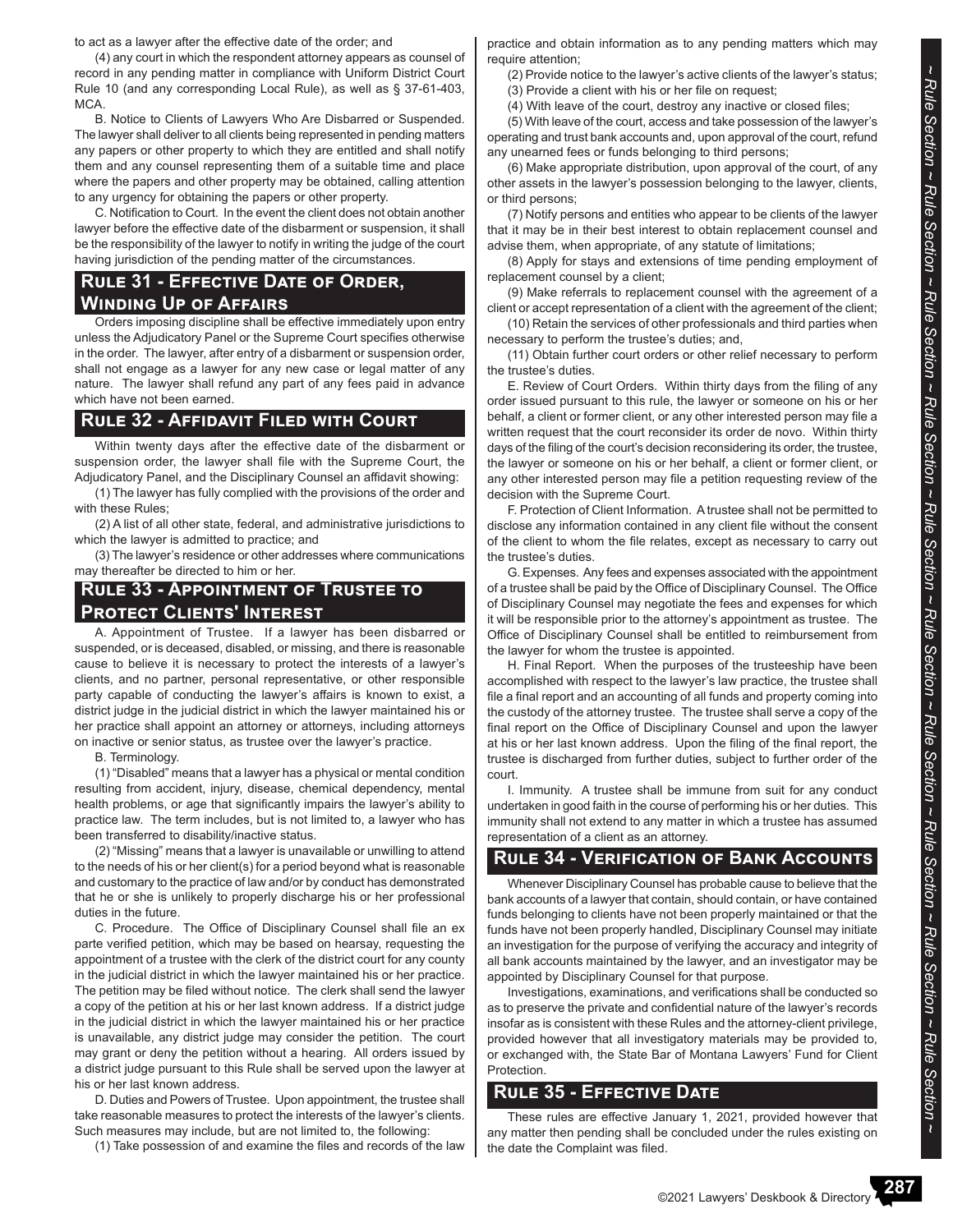to act as a lawyer after the effective date of the order; and

(4) any court in which the respondent attorney appears as counsel of record in any pending matter in compliance with Uniform District Court Rule 10 (and any corresponding Local Rule), as well as § 37-61-403, MCA.

B. Notice to Clients of Lawyers Who Are Disbarred or Suspended. The lawyer shall deliver to all clients being represented in pending matters any papers or other property to which they are entitled and shall notify them and any counsel representing them of a suitable time and place where the papers and other property may be obtained, calling attention to any urgency for obtaining the papers or other property.

C. Notification to Court. In the event the client does not obtain another lawyer before the effective date of the disbarment or suspension, it shall be the responsibility of the lawyer to notify in writing the judge of the court having jurisdiction of the pending matter of the circumstances.

## Rule 31 - Effective Date of Order, Winding Up of Affairs

Orders imposing discipline shall be effective immediately upon entry unless the Adjudicatory Panel or the Supreme Court specifies otherwise in the order. The lawyer, after entry of a disbarment or suspension order, shall not engage as a lawyer for any new case or legal matter of any nature. The lawyer shall refund any part of any fees paid in advance which have not been earned.

## Rule 32 - Affidavit Filed with Court

Within twenty days after the effective date of the disbarment or suspension order, the lawyer shall file with the Supreme Court, the Adjudicatory Panel, and the Disciplinary Counsel an affidavit showing:

(1) The lawyer has fully complied with the provisions of the order and with these Rules;

(2) A list of all other state, federal, and administrative jurisdictions to which the lawyer is admitted to practice; and

(3) The lawyer's residence or other addresses where communications may thereafter be directed to him or her.

## Rule 33 - Appointment of Trustee to Protect Clients' Interest

A. Appointment of Trustee. If a lawyer has been disbarred or suspended, or is deceased, disabled, or missing, and there is reasonable cause to believe that it is necessary to protect the interests of a lawyer's clients, and no partner, personal representative, or other responsible party capable of conducting the lawyer's affairs is known to exist, a district judge in the judicial district in which the lawyer maintained his or her practice shall appoint an attorney or attorneys, including attorneys on inactive or senior status, as trustee over the lawyer's practice.

B. Terminology.

(1) "Disabled" means that a lawyer has a physical or mental condition resulting from accident, injury, disease, chemical dependency, mental health problems, or age that significantly impairs the lawyer's ability to practice law. The term includes, but is not limited to, a lawyer who has been transferred to disability/inactive status.

(2) "Missing" means that a lawyer is unavailable or unwilling to attend to the needs of his or her client(s) for a period beyond what is reasonable and customary to the practice of law and/or by conduct has demonstrated that he or she is unlikely to properly discharge his or her professional duties in the future.

C. Procedure. The Office of Disciplinary Counsel shall file an ex parte verified petition, which may be based on hearsay, requesting the appointment of a trustee with the clerk of the district court for any county in the judicial district in which the lawyer maintained his or her practice. The petition may be filed without notice. The clerk shall send the lawyer a copy of the petition at his or her last known address. If a district judge in the judicial district in which the lawyer maintained his or her practice is unavailable, any district judge may consider the petition. The court may grant or deny the petition without a hearing. All orders issued by a district judge pursuant to this Rule shall be served upon the lawyer at his or her last known address.

D. Duties and Powers of Trustee. Upon appointment, the trustee shall take reasonable measures to protect the interests of the lawyer's clients. Such measures may include, but are not limited to, the following:

(1) Take possession of and examine the files and records of the law practice and obtain information as to any pending matters which may require attention;

(2) Provide notice to the lawyer's active clients of the lawyer's status;

(3) Provide a client with his or her file on request;

(4) With leave of the court, destroy any inactive or closed files;

(5) With leave of the court, access and take possession of the lawyer's operating and trust bank accounts and, upon approval of the court, refund any unearned fees or funds belonging to third persons;

(6) Make appropriate distribution, upon approval of the court, of any other assets in the lawyer's possession belonging to the lawyer, clients, or third persons;

(7) Notify persons and entities who appear to be clients of the lawyer that it may be in their best interest to obtain replacement counsel and advise them, when appropriate, of any statute of limitations;

(8) Apply for stays and extensions of time pending employment of replacement counsel by a client;

(9) Make referrals to replacement counsel with the agreement of a client or accept representation of a client with the agreement of the client;

(10) Retain the services of other professionals and third parties when necessary to perform the trustee's duties; and,

(11) Obtain further court orders or other relief necessary to perform the trustee's duties.

E. Review of Court Orders. Within thirty days from the filing of any order issued pursuant to this rule, the lawyer or someone on his or her behalf, a client or former client, or any other interested person may file a written request that the court reconsider its order de novo. Within thirty days of the filing of the court's decision reconsidering its order, the trustee, the lawyer or someone on his or her behalf, a client or former client, or any other interested person may file a petition requesting review of the decision with the Supreme Court.

F. Protection of Client Information. A trustee shall not be permitted to disclose any information contained in any client file without the consent of the client to whom the file relates, except as necessary to carry out the trustee's duties.

G. Expenses. Any fees and expenses associated with the appointment of a trustee shall be paid by the Office of Disciplinary Counsel. The Office of Disciplinary Counsel may negotiate the fees and expenses for which it will be responsible prior to the attorney's appointment as trustee. The Office of Disciplinary Counsel shall be entitled to reimbursement from the lawyer for whom the trustee is appointed.

H. Final Report. When the purposes of the trusteeship have been accomplished with respect to the lawyer's law practice, the trustee shall file a final report and an accounting of all funds and property coming into the custody of the attorney trustee. The trustee shall serve a copy of the final report on the Office of Disciplinary Counsel and upon the lawyer at his or her last known address. Upon the filing of the final report, the trustee is discharged from further duties, subject to further order of the court.

I. Immunity. A trustee shall be immune from suit for any conduct undertaken in good faith in the course of performing his or her duties. This immunity shall not extend to any matter in which a trustee has assumed representation of a client as an attorney.

## Rule 34 - Verification of Bank Accounts

Whenever Disciplinary Counsel has probable cause to believe that the bank accounts of a lawyer that contain, should contain, or have contained funds belonging to clients have not been properly maintained or that the funds have not been properly handled, Disciplinary Counsel may initiate an investigation for the purpose of verifying the accuracy and integrity of all bank accounts maintained by the lawyer, and an investigator may be appointed by Disciplinary Counsel for that purpose.

Investigations, examinations, and verifications shall be conducted so as to preserve the private and confidential nature of the lawyer's records insofar as is consistent with these Rules and the attorney-client privilege, provided however that all investigatory materials may be provided to, or exchanged with, the State Bar of Montana Lawyers' Fund for Client Protection.

## Rule 35 - Effective Date

These rules are effective January 1, 2021, provided however that any matter then pending shall be concluded under the rules existing on the date the Complaint was filed.